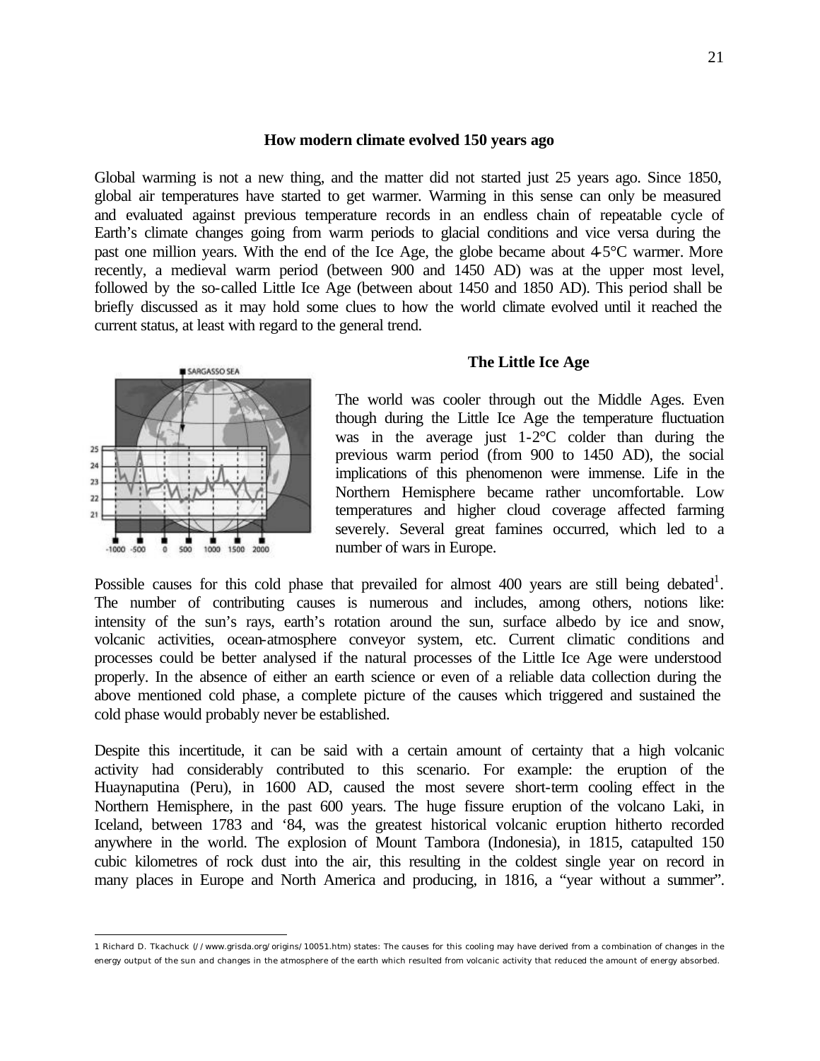### How modern climate evolved 150 years ago

Global warming is not a new thing, and the matter did not started just 25 years ago. Since 1850, global air temperatures have started to get warmer. Warming in this sense can only be measured and evaluated against previous temperature records in an endless chain of repeatable cycle of Earth's climate changes going from warm periods to glacial conditions and vice versa during the past one million years. With the end of the Ice Age, the globe became about 4-5°C warmer. More recently, a medieval warm period (between 900 and 1450 AD) was at the upper most level, followed by the so-called Little Ice Age (between about 1450 and 1850 AD). This period shall be briefly discussed as it may hold some clues to how the world climate evolved until it reached the current status, at least with regard to the general trend.

### The Little Ice Age

The world was cooler through out the Middle Ages. Even though during the Little Ice Age the temperature fluctuation was in the average just 1-2°C colder than during the previous warm period (from 900 to 1450 AD), the social implications of this phenomenon were immense. Life in the Northern Hemisphere became rather uncomfortable. Low temperatures and higher cloud coverage affected farming severely. Several great famines occurred, which led to a number of wars in Europe.

Possible causes for this cold phase that prevailed for almost 400 years are still being debated[1]. The number of contributing causes is numerous and includes, among others, notions like: intensity of the sun's rays, earth's rotation around the sun, surface albedo by ice and snow, volcanic activities, ocean-atmosphere conveyor system, etc. Current climatic conditions and processes could be better analysed if the natural processes of the Little Ice Age were understood properly. In the absence of either an earth science or even of a reliable data collection during the above mentioned cold phase, a complete picture of the causes which triggered and sustained the cold phase would probably never be established.

Despite this incertitude, it can be said with a certain amount of certainty that a high volcanic activity had considerably contributed to this scenario. For example: the eruption of the Huaynaputina (Peru), in 1600 AD, caused the most severe short-term cooling effect in the Northern Hemisphere, in the past 600 years. The huge fissure eruption of the volcano Laki, in Iceland, between 1783 and '84, was the greatest historical volcanic eruption hitherto recorded anywhere in the world. The explosion of Mount Tambora (Indonesia), in 1815, catapulted 150 cubic kilometres of rock dust into the air, this resulting in the coldest single year on record in many places in Europe and North America and producing, in 1816, a "year without a summer".

---

1 Richard D. Tkachuck (//www.grisda.org/origins/10051.htm) states: The causes for this cooling may have derived from a combination of changes in the energy output of the sun and changes in the atmosphere of the earth which resulted from volcanic activity that reduced the amount of energy absorbed.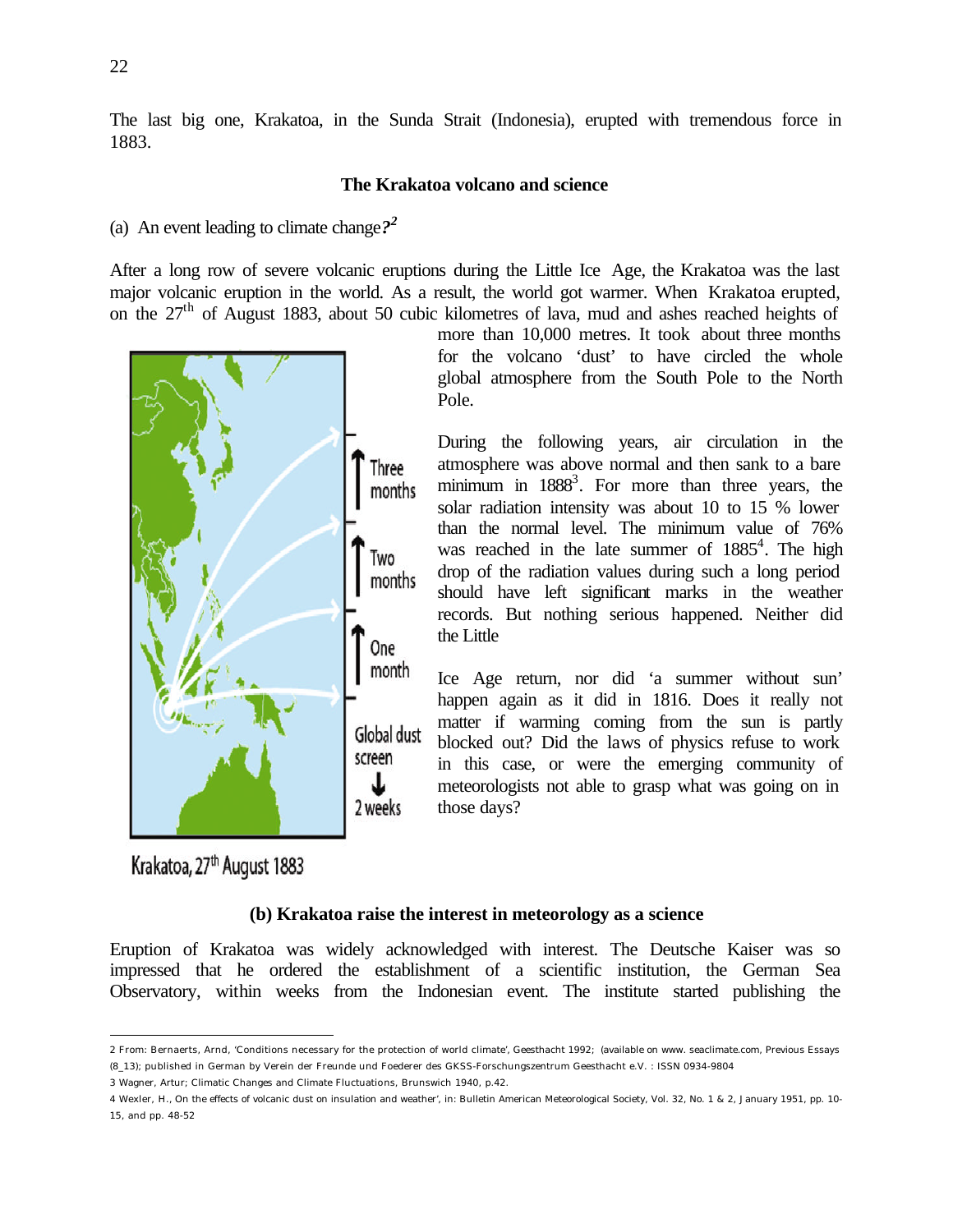The last big one, Krakatoa, in the Sunda Strait (Indonesia), erupted with tremendous force in 1883.

### The Krakatoa volcano and science

(a) An event leading to climate change***?***[2]

After a long row of severe volcanic eruptions during the Little Ice Age, the Krakatoa was the last major volcanic eruption in the world. As a result, the world got warmer. When Krakatoa erupted, on the 27th of August 1883, about 50 cubic kilometres of lava, mud and ashes reached heights of more than 10,000 metres. It took about three months for the volcano 'dust' to have circled the whole global atmosphere from the South Pole to the North Pole.

During the following years, air circulation in the atmosphere was above normal and then sank to a bare minimum in 1888[3]. For more than three years, the solar radiation intensity was about 10 to 15 % lower than the normal level. The minimum value of 76% was reached in the late summer of 1885[4]. The high drop of the radiation values during such a long period should have left significant marks in the weather records. But nothing serious happened. Neither did the Little Ice Age return, nor did 'a summer without sun' happen again as it did in 1816. Does it really not matter if warming coming from the sun is partly blocked out? Did the laws of physics refuse to work in this case, or were the emerging community of meteorologists not able to grasp what was going on in those days?

Three months

Two months

One month

Global dust screen

2 weeks

Krakatoa, 27th August 1883

### (b) Krakatoa raise the interest in meteorology as a science

Eruption of Krakatoa was widely acknowledged with interest. The Deutsche Kaiser was so impressed that he ordered the establishment of a scientific institution, the German Sea Observatory, within weeks from the Indonesian event. The institute started publishing the

---

2 From: Bernaerts, Arnd, 'Conditions necessary for the protection of world climate', Geesthacht 1992; (available on www. seaclimate.com, Previous Essays (8_13); published in German by Verein der Freunde und Foederer des GKSS-Forschungszentrum Geesthacht e.V. : ISSN 0934-9804

3 Wagner, Artur; Climatic Changes and Climate Fluctuations, Brunswich 1940, p.42.

4 Wexler, H., On the effects of volcanic dust on insulation and weather', in: Bulletin American Meteorological Society, Vol. 32, No. 1 & 2, January 1951, pp. 10-15, and pp. 48-52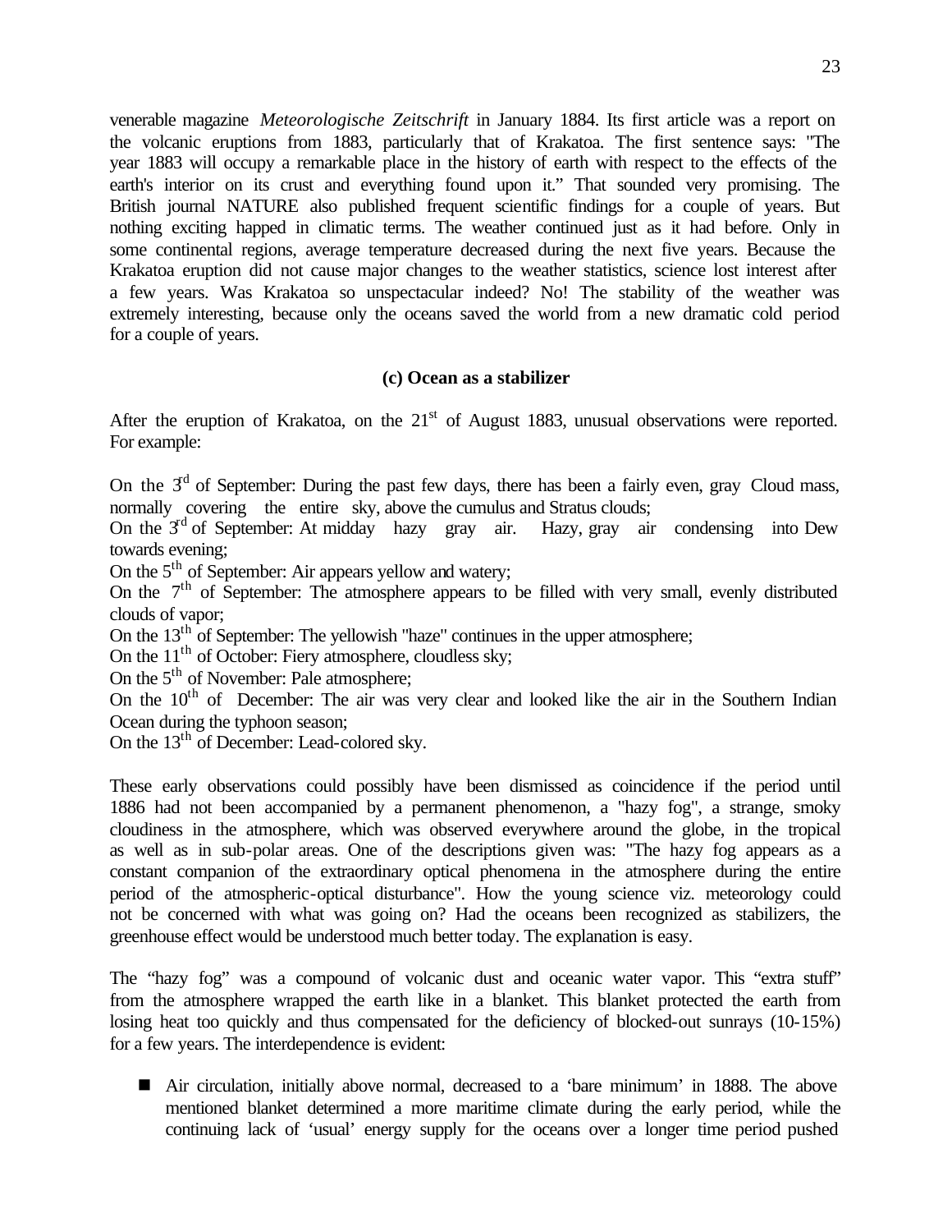venerable magazine *Meteorologische Zeitschrift* in January 1884. Its first article was a report on the volcanic eruptions from 1883, particularly that of Krakatoa. The first sentence says: "The year 1883 will occupy a remarkable place in the history of earth with respect to the effects of the earth's interior on its crust and everything found upon it." That sounded very promising. The British journal NATURE also published frequent scientific findings for a couple of years. But nothing exciting happed in climatic terms. The weather continued just as it had before. Only in some continental regions, average temperature decreased during the next five years. Because the Krakatoa eruption did not cause major changes to the weather statistics, science lost interest after a few years. Was Krakatoa so unspectacular indeed? No! The stability of the weather was extremely interesting, because only the oceans saved the world from a new dramatic cold period for a couple of years.

### (c) Ocean as a stabilizer

After the eruption of Krakatoa, on the 21st of August 1883, unusual observations were reported. For example:

On the 3rd of September: During the past few days, there has been a fairly even, gray Cloud mass, normally covering the entire sky, above the cumulus and Stratus clouds;
On the 3rd of September: At midday hazy gray air. Hazy, gray air condensing into Dew towards evening;
On the 5th of September: Air appears yellow and watery;
On the 7th of September: The atmosphere appears to be filled with very small, evenly distributed clouds of vapor;
On the 13th of September: The yellowish "haze" continues in the upper atmosphere;
On the 11th of October: Fiery atmosphere, cloudless sky;
On the 5th of November: Pale atmosphere;
On the 10th of December: The air was very clear and looked like the air in the Southern Indian Ocean during the typhoon season;
On the 13th of December: Lead-colored sky.

These early observations could possibly have been dismissed as coincidence if the period until 1886 had not been accompanied by a permanent phenomenon, a "hazy fog", a strange, smoky cloudiness in the atmosphere, which was observed everywhere around the globe, in the tropical as well as in sub-polar areas. One of the descriptions given was: "The hazy fog appears as a constant companion of the extraordinary optical phenomena in the atmosphere during the entire period of the atmospheric-optical disturbance". How the young science viz. meteorology could not be concerned with what was going on? Had the oceans been recognized as stabilizers, the greenhouse effect would be understood much better today. The explanation is easy.

The "hazy fog" was a compound of volcanic dust and oceanic water vapor. This "extra stuff" from the atmosphere wrapped the earth like in a blanket. This blanket protected the earth from losing heat too quickly and thus compensated for the deficiency of blocked-out sunrays (10-15%) for a few years. The interdependence is evident:

- Air circulation, initially above normal, decreased to a 'bare minimum' in 1888. The above mentioned blanket determined a more maritime climate during the early period, while the continuing lack of 'usual' energy supply for the oceans over a longer time period pushed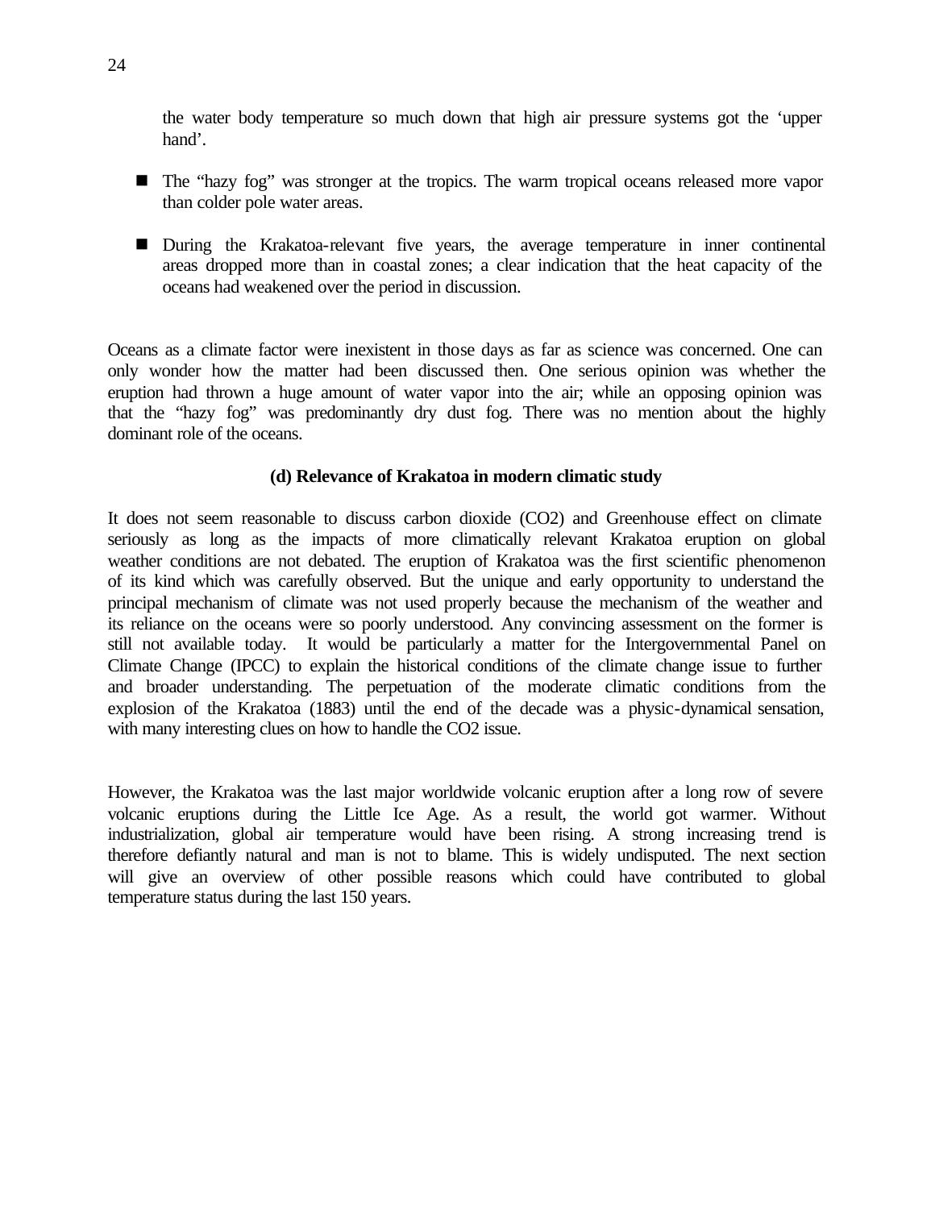the water body temperature so much down that high air pressure systems got the 'upper hand'.

- The "hazy fog" was stronger at the tropics. The warm tropical oceans released more vapor than colder pole water areas.

- During the Krakatoa-relevant five years, the average temperature in inner continental areas dropped more than in coastal zones; a clear indication that the heat capacity of the oceans had weakened over the period in discussion.

Oceans as a climate factor were inexistent in those days as far as science was concerned. One can only wonder how the matter had been discussed then. One serious opinion was whether the eruption had thrown a huge amount of water vapor into the air; while an opposing opinion was that the "hazy fog" was predominantly dry dust fog. There was no mention about the highly dominant role of the oceans.

### (d) Relevance of Krakatoa in modern climatic study

It does not seem reasonable to discuss carbon dioxide ($CO_2$) and Greenhouse effect on climate seriously as long as the impacts of more climatically relevant Krakatoa eruption on global weather conditions are not debated. The eruption of Krakatoa was the first scientific phenomenon of its kind which was carefully observed. But the unique and early opportunity to understand the principal mechanism of climate was not used properly because the mechanism of the weather and its reliance on the oceans were so poorly understood. Any convincing assessment on the former is still not available today. It would be particularly a matter for the Intergovernmental Panel on Climate Change (IPCC) to explain the historical conditions of the climate change issue to further and broader understanding. The perpetuation of the moderate climatic conditions from the explosion of the Krakatoa (1883) until the end of the decade was a physic-dynamical sensation, with many interesting clues on how to handle the $CO_2$ issue.

However, the Krakatoa was the last major worldwide volcanic eruption after a long row of severe volcanic eruptions during the Little Ice Age. As a result, the world got warmer. Without industrialization, global air temperature would have been rising. A strong increasing trend is therefore defiantly natural and man is not to blame. This is widely undisputed. The next section will give an overview of other possible reasons which could have contributed to global temperature status during the last 150 years.